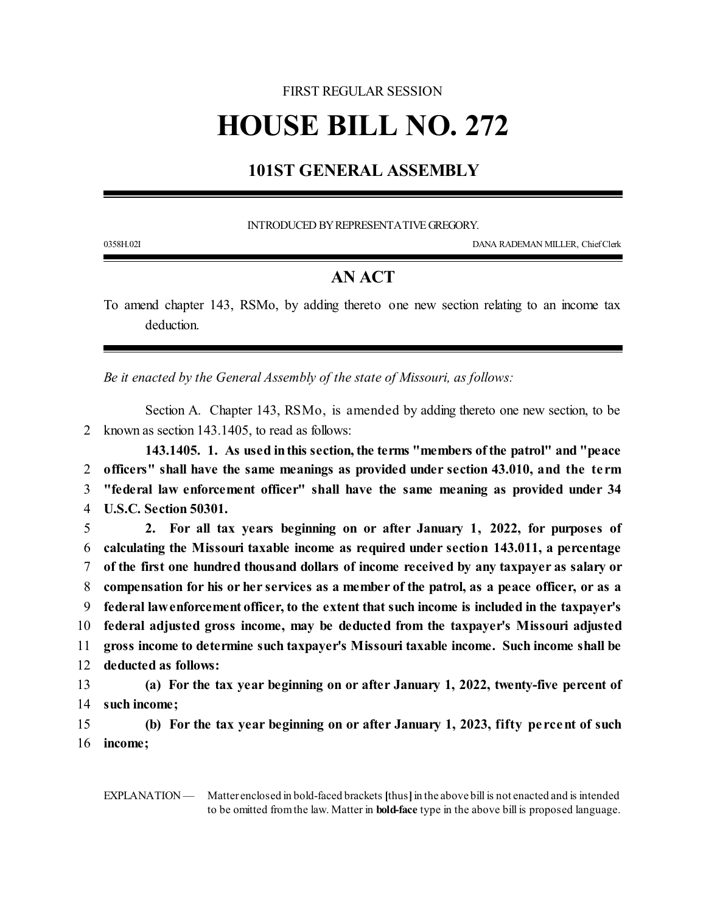FIRST REGULAR SESSION

# HOUSE BILL NO. 272

## 101ST GENERAL ASSEMBLY

INTRODUCED BY REPRESENTATIVE GREGORY.

0358H.02I DANA RADEMAN MILLER, Chief Clerk

## AN ACT

To amend chapter 143, RSMo, by adding thereto one new section relating to an income tax deduction.

*Be it enacted by the General Assembly of the state of Missouri, as follows:*

Section A. Chapter 143, RSMo, is amended by adding thereto one new section, to be known as section 143.1405, to read as follows:

**143.1405. 1. As used in this section, the terms "members of the patrol" and "peace officers" shall have the same meanings as provided under section 43.010, and the term "federal law enforcement officer" shall have the same meaning as provided under 34 U.S.C. Section 50301.**

**2. For all tax years beginning on or after January 1, 2022, for purposes of calculating the Missouri taxable income as required under section 143.011, a percentage of the first one hundred thousand dollars of income received by any taxpayer as salary or compensation for his or her services as a member of the patrol, as a peace officer, or as a federal law enforcement officer, to the extent that such income is included in the taxpayer's federal adjusted gross income, may be deducted from the taxpayer's Missouri adjusted gross income to determine such taxpayer's Missouri taxable income. Such income shall be deducted as follows:**

**(a) For the tax year beginning on or after January 1, 2022, twenty-five percent of such income;**

**(b) For the tax year beginning on or after January 1, 2023, fifty percent of such income;**

EXPLANATION — Matter enclosed in bold-faced brackets **[**thus**]** in the above bill is not enacted and is intended to be omitted from the law. Matter in **bold-face** type in the above bill is proposed language.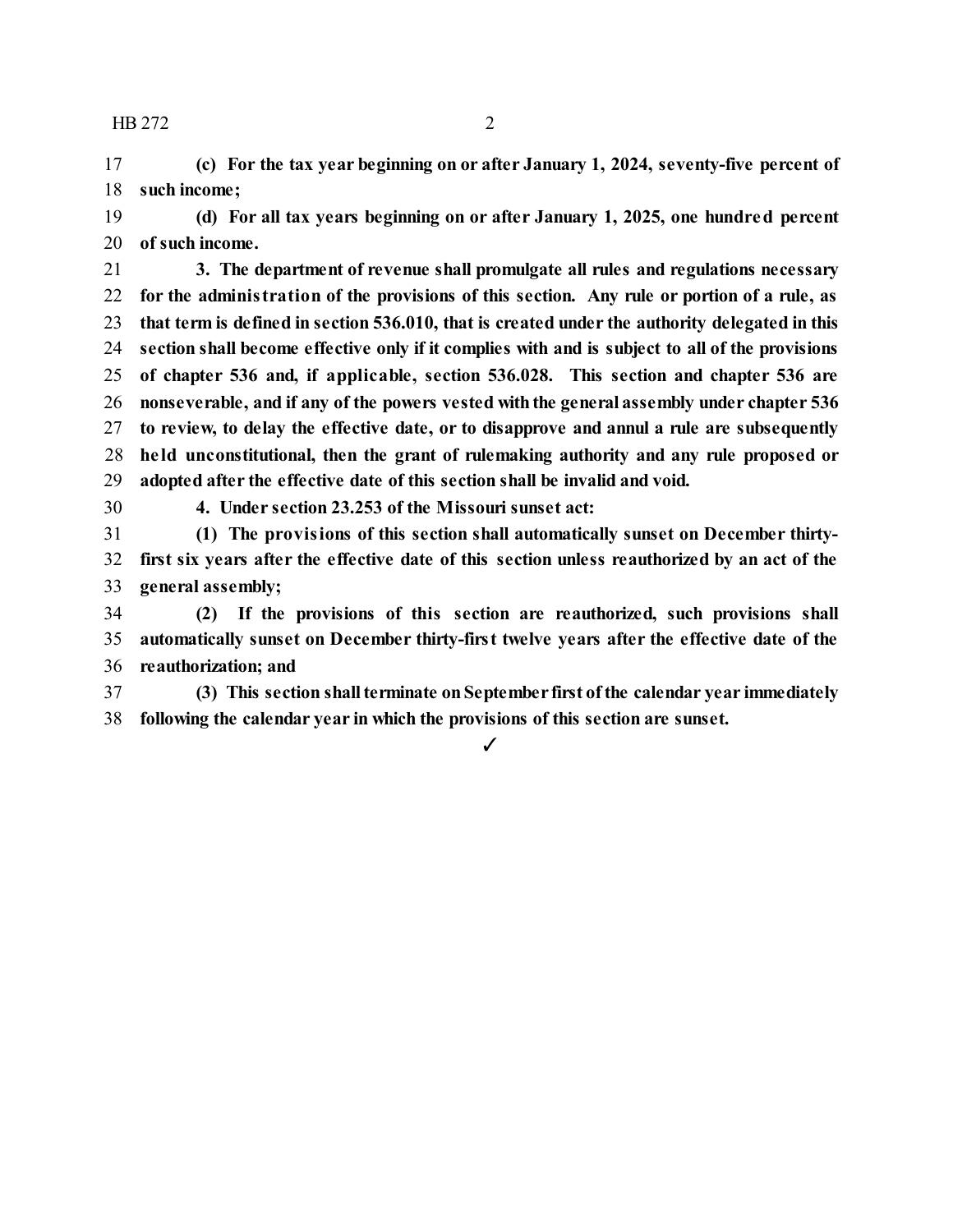**(c) For the tax year beginning on or after January 1, 2024, seventy-five percent of such income;**

**(d) For all tax years beginning on or after January 1, 2025, one hundred percent of such income.**

**3. The department of revenue shall promulgate all rules and regulations necessary for the administration of the provisions of this section. Any rule or portion of a rule, as that term is defined in section 536.010, that is created under the authority delegated in this section shall become effective only if it complies with and is subject to all of the provisions of chapter 536 and, if applicable, section 536.028. This section and chapter 536 are nonseverable, and if any of the powers vested with the general assembly under chapter 536 to review, to delay the effective date, or to disapprove and annul a rule are subsequently held unconstitutional, then the grant of rulemaking authority and any rule proposed or adopted after the effective date of this section shall be invalid and void.**

**4. Under section 23.253 of the Missouri sunset act:**

**(1) The provisions of this section shall automatically sunset on December thirty-first six years after the effective date of this section unless reauthorized by an act of the general assembly;**

**(2) If the provisions of this section are reauthorized, such provisions shall automatically sunset on December thirty-first twelve years after the effective date of the reauthorization; and**

**(3) This section shall terminate on September first of the calendar year immediately following the calendar year in which the provisions of this section are sunset.**

✓